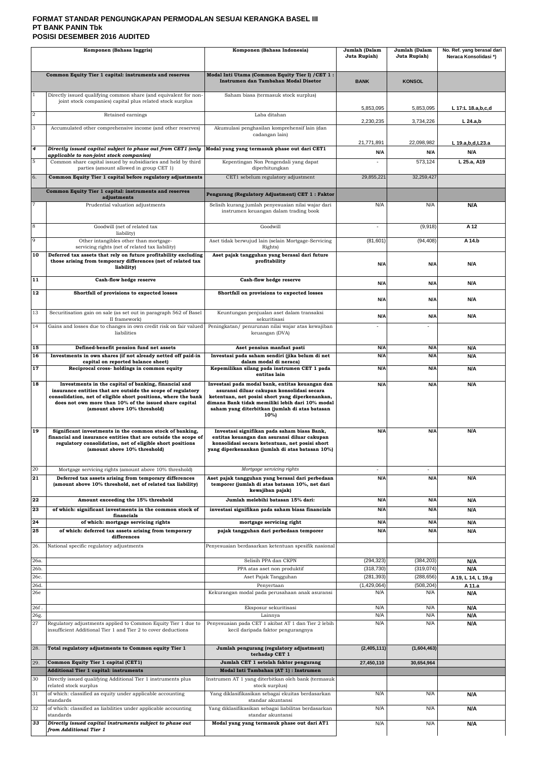# FORMAT STANDAR PENGUNGKAPAN PERMODALAN SESUAI KERANGKA BASEL III
## PT BANK PANIN Tbk
## POSISI DESEMBER 2016 AUDITED

| | Komponen (Bahasa Inggris) | Komponen (Bahasa Indonesia) | Jumlah (Dalam Juta Rupiah) | Jumlah (Dalam Juta Rupiah) | No. Ref. yang berasal dari Neraca Konsolidasi *) |
|---|---|---|---|---|---|
| | **Common Equity Tier 1 capital: instruments and reserves** | **Modal Inti Utama (Common Equity Tier I) /CET 1 : Instrumen dan Tambahan Modal Disetor** | **BANK** | **KONSOL** | |
| 1 | Directly issued qualifying common share (and equivalent for non-joint stock companies) capital plus related stock surplus | Saham biasa (termasuk stock surplus) | 5,853,095 | 5,853,095 | L 17:L 18.a,b,c,d |
| 2 | Retained earnings | Laba ditahan | 2,230,235 | 3,734,226 | L 24.a,b |
| 3 | Accumulated other comprehensive income (and other reserves) | Akumulasi penghasilan komprehensif lain (dan cadangan lain) | 21,771,891 | 22,098,982 | L 19.a,b,d,L23.a |
| *4* | ***Directly issued capital subject to phase out from CET1 (only applicable to non-joint stock companies)*** | **Modal yang yang termasuk phase out dari CET1** | N/A | N/A | N/A |
| 5 | Common share capital issued by subsidiaries and held by third parties (amount allowed in group CET 1) | Kepentingan Non Pengendali yang dapat diperhitungkan | - | 573,124 | L 25.a, A19 |
| 6. | **Common Equity Tier 1 capital before regulatory adjustments** | CET1 sebelum regulatory adjustment | 29,855,221 | 32,259,427 | |
| | **Common Equity Tier 1 capital: instruments and reserves adjustments** | **Pengurang (Regulatory Adjustment) CET 1 : Faktor** | | | |
| 7 | Prudential valuation adjustments | Selisih kurang jumlah penyesuaian nilai wajar dari instrumen keuangan dalam trading book | N/A | N/A | N/A |
| 8 | Goodwill (net of related tax liability) | Goodwill | - | (9,918) | A 12 |
| 9 | Other intangibles other than mortgage-servicing rights (net of related tax liability) | Aset tidak berwujud lain (selain Mortgage-Servicing Rights) | (81,601) | (94,408) | A 14.b |
| **10** | **Deferred tax assets that rely on future profitability excluding those arising from temporary differences (net of related tax liability)** | **Aset pajak tangguhan yang berasal dari future profitability** | N/A | N/A | N/A |
| **11** | **Cash-flow hedge reserve** | **Cash-flow hedge reserve** | N/A | N/A | N/A |
| **12** | **Shortfall of provisions to expected losses** | **Shortfall on provisions to expected losses** | N/A | N/A | N/A |
| 13 | Securitisation gain on sale (as set out in paragraph 562 of Basel II framework) | Keuntungan penjualan aset dalam transaksi sekuritisasi | N/A | N/A | N/A |
| 14 | Gains and losses due to changes in own credit risk on fair valued liabilities | Peningkatan/ penurunan nilai wajar atas kewajiban keuangan (DVA) | - | - | |
| **15** | **Defined-benefit pension fund net assets** | **Aset pensiun manfaat pasti** | N/A | N/A | N/A |
| **16** | **Investments in own shares (if not already netted off paid-in capital on reported balance sheet)** | **Investasi pada saham sendiri (jika belum di net dalam modal di neraca)** | N/A | N/A | N/A |
| **17** | **Reciprocal cross- holdings in common equity** | **Kepemilikan silang pada instrumen CET 1 pada entitas lain** | N/A | N/A | N/A |
| **18** | **Investments in the capital of banking, financial and insurance entities that are outside the scope of regulatory consolidation, net of eligible short positions, where the bank does not own more than 10% of the issued share capital (amount above 10% threshold)** | **Investasi pada modal bank, entitas keuangan dan asuransi diluar cakupan konsolidasi secara ketentuan, net posisi short yang diperkenankan, dimana Bank tidak memiliki lebih dari 10% modal saham yang diterbitkan (jumlah di atas batasan 10%)** | N/A | N/A | N/A |
| **19** | **Significant investments in the common stock of banking, financial and insurance entities that are outside the scope of regulatory consolidation, net of eligible short positions (amount above 10% threshold)** | **Investasi signifikan pada saham biasa Bank, entitas keuangan dan asuransi diluar cakupan konsolidasi secara ketentuan, net posisi short yang diperkenankan (jumlah di atas batasan 10%)** | N/A | N/A | N/A |
| 20 | Mortgage servicing rights (amount above 10% threshold) | *Mortgage servicing rights* | - | - | |
| **21** | **Deferred tax assets arising from temporary differences (amount above 10% threshold, net of related tax liability)** | **Aset pajak tangguhan yang berasal dari perbedaan temporer (jumlah di atas batasan 10%, net dari kewajiban pajak)** | N/A | N/A | N/A |
| **22** | **Amount exceeding the 15% threshold** | **Jumlah melebihi batasan 15% dari:** | N/A | N/A | N/A |
| **23** | **of which: significant investments in the common stock of financials** | **investasi signifikan pada saham biasa financials** | N/A | N/A | N/A |
| **24** | **of which: mortgage servicing rights** | **mortgage servicing right** | N/A | N/A | N/A |
| **25** | **of which: deferred tax assets arising from temporary differences** | **pajak tangguhan dari perbedaan temporer** | N/A | N/A | N/A |
| 26. | National specific regulatory adjustments | Penyesuaian berdasarkan ketentuan spesifik nasional | | | |
| 26a. | | Selisih PPA dan CKPN | (294,323) | (384,203) | N/A |
| 26b. | | PPA atas aset non produktif | (318,730) | (319,074) | N/A |
| 26c. | | Aset Pajak Tangguhan | (281,393) | (288,656) | A 19, L 14, L 19.g |
| 26d. | | Penyertaan | (1,429,064) | (508,204) | A 11.a |
| 26e | | Kekurangan modal pada perusahaan anak asuransi | N/A | N/A | N/A |
| 26f . | | Eksposur sekuritisasi | N/A | N/A | N/A |
| 26g. | | Lainnya | N/A | N/A | N/A |
| 27 | Regulatory adjustments applied to Common Equity Tier 1 due to insufficient Additional Tier 1 and Tier 2 to cover deductions | Penyesuaian pada CET 1 akibat AT 1 dan Tier 2 lebih kecil daripada faktor pengurangnya | N/A | N/A | N/A |
| 28. | **Total regulatory adjustments to Common equity Tier 1** | **Jumlah pengurang (regulatory adjustment) terhadap CET 1** | **(2,405,111)** | **(1,604,463)** | |
| 29. | **Common Equity Tier 1 capital (CET1)** | **Jumlah CET 1 setelah faktor pengurang** | **27,450,110** | **30,654,964** | |
| | **Additional Tier 1 capital: instruments** | **Modal Inti Tambahan (AT 1) : Instrumen** | | | |
| 30 | Directly issued qualifying Additional Tier 1 instruments plus related stock surplus | Instrumen AT 1 yang diterbitkan oleh bank (termasuk stock surplus) | | | |
| 31 | of which: classified as equity under applicable accounting standards | Yang diklasifikasikan sebagai ekuitas berdasarkan standar akuntansi | N/A | N/A | N/A |
| 32 | of which: classified as liabilities under applicable accounting standards | Yang diklasifikasikan sebagai liabilitas berdasarkan standar akuntansi | N/A | N/A | N/A |
| ***33*** | ***Directly issued capital instruments subject to phase out from Additional Tier 1*** | **Modal yang yang termasuk phase out dari AT1** | N/A | N/A | N/A |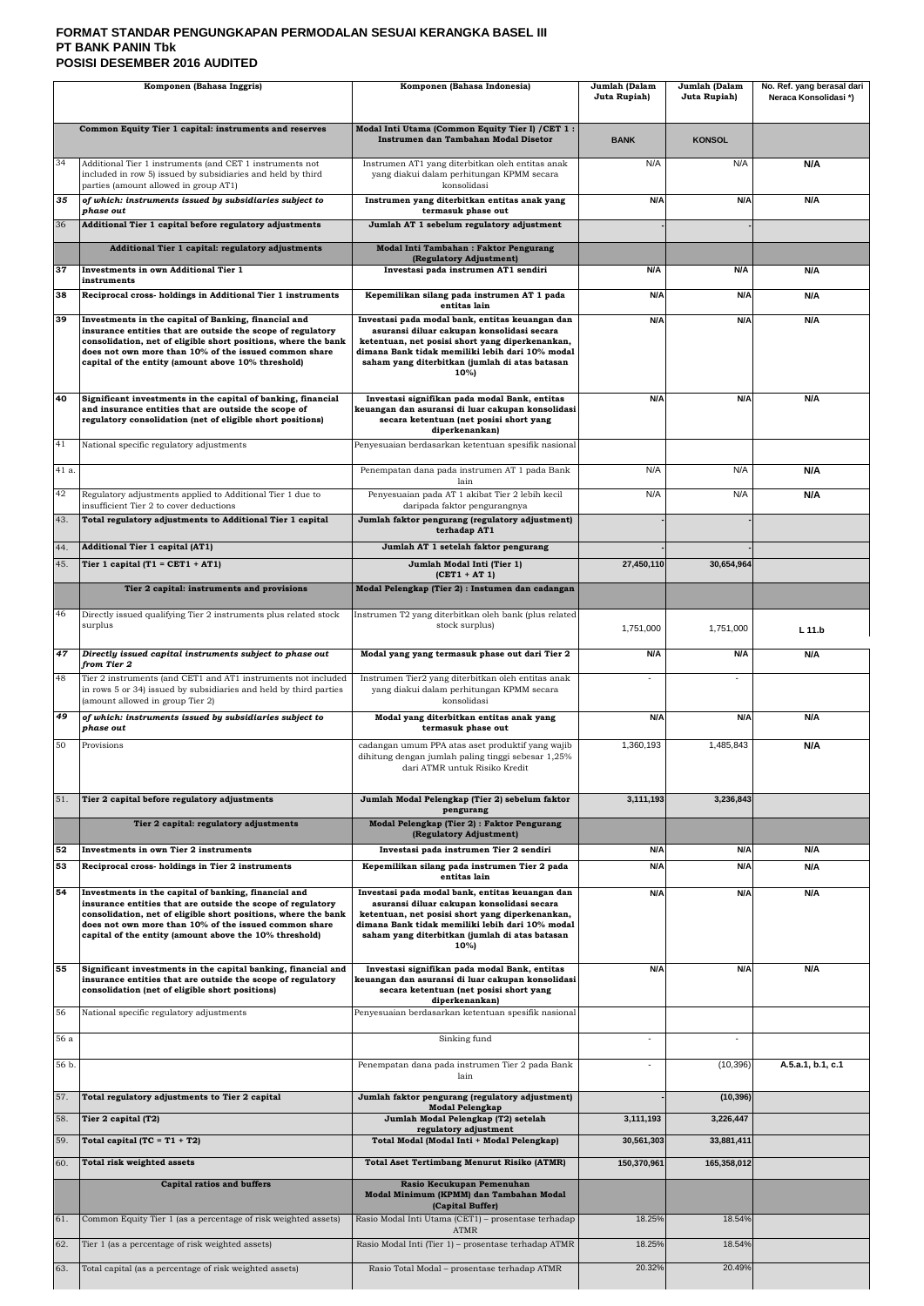**FORMAT STANDAR PENGUNGKAPAN PERMODALAN SESUAI KERANGKA BASEL III**
**PT BANK PANIN Tbk**
**POSISI DESEMBER 2016 AUDITED**

| | Komponen (Bahasa Inggris) | Komponen (Bahasa Indonesia) | Jumlah (Dalam Juta Rupiah) | Jumlah (Dalam Juta Rupiah) | No. Ref. yang berasal dari Neraca Konsolidasi *) |
|---|---|---|---|---|---|
| | **Common Equity Tier 1 capital: instruments and reserves** | **Modal Inti Utama (Common Equity Tier I) /CET 1 : Instrumen dan Tambahan Modal Disetor** | **BANK** | **KONSOL** | |
| 34 | Additional Tier 1 instruments (and CET 1 instruments not included in row 5) issued by subsidiaries and held by third parties (amount allowed in group AT1) | Instrumen AT1 yang diterbitkan oleh entitas anak yang diakui dalam perhitungan KPMM secara konsolidasi | N/A | N/A | **N/A** |
| ***35*** | ***of which: instruments issued by subsidiaries subject to phase out*** | **Instrumen yang diterbitkan entitas anak yang termasuk phase out** | **N/A** | **N/A** | **N/A** |
| 36 | **Additional Tier 1 capital before regulatory adjustments** | **Jumlah AT 1 sebelum regulatory adjustment** | **-** | **-** | |
| | **Additional Tier 1 capital: regulatory adjustments** | **Modal Inti Tambahan : Faktor Pengurang (Regulatory Adjustment)** | | | |
| **37** | **Investments in own Additional Tier 1 instruments** | **Investasi pada instrumen AT1 sendiri** | **N/A** | **N/A** | **N/A** |
| **38** | **Reciprocal cross- holdings in Additional Tier 1 instruments** | **Kepemilikan silang pada instrumen AT 1 pada entitas lain** | **N/A** | **N/A** | **N/A** |
| **39** | **Investments in the capital of Banking, financial and insurance entities that are outside the scope of regulatory consolidation, net of eligible short positions, where the bank does not own more than 10% of the issued common share capital of the entity (amount above 10% threshold)** | **Investasi pada modal bank, entitas keuangan dan asuransi diluar cakupan konsolidasi secara ketentuan, net posisi short yang diperkenankan, dimana Bank tidak memiliki lebih dari 10% modal saham yang diterbitkan (jumlah di atas batasan 10%)** | **N/A** | **N/A** | **N/A** |
| **40** | **Significant investments in the capital of banking, financial and insurance entities that are outside the scope of regulatory consolidation (net of eligible short positions)** | **Investasi signifikan pada modal Bank, entitas keuangan dan asuransi di luar cakupan konsolidasi secara ketentuan (net posisi short yang diperkenankan)** | **N/A** | **N/A** | **N/A** |
| 41 | National specific regulatory adjustments | Penyesuaian berdasarkan ketentuan spesifik nasional | | | |
| 41 a. | | Penempatan dana pada instrumen AT 1 pada Bank lain | N/A | N/A | **N/A** |
| 42 | Regulatory adjustments applied to Additional Tier 1 due to insufficient Tier 2 to cover deductions | Penyesuaian pada AT 1 akibat Tier 2 lebih kecil daripada faktor pengurangnya | N/A | N/A | **N/A** |
| 43. | **Total regulatory adjustments to Additional Tier 1 capital** | **Jumlah faktor pengurang (regulatory adjustment) terhadap AT1** | **-** | **-** | |
| 44. | **Additional Tier 1 capital (AT1)** | **Jumlah AT 1 setelah faktor pengurang** | **-** | **-** | |
| 45. | **Tier 1 capital (T1 = CET1 + AT1)** | **Jumlah Modal Inti (Tier 1) (CET1 + AT 1)** | **27,450,110** | **30,654,964** | |
| | **Tier 2 capital: instruments and provisions** | **Modal Pelengkap (Tier 2) : Instumen dan cadangan** | | | |
| 46 | Directly issued qualifying Tier 2 instruments plus related stock surplus | Instrumen T2 yang diterbitkan oleh bank (plus related stock surplus) | 1,751,000 | 1,751,000 | **L 11.b** |
| ***47*** | ***Directly issued capital instruments subject to phase out from Tier 2*** | **Modal yang yang termasuk phase out dari Tier 2** | **N/A** | **N/A** | **N/A** |
| 48 | Tier 2 instruments (and CET1 and AT1 instruments not included in rows 5 or 34) issued by subsidiaries and held by third parties (amount allowed in group Tier 2) | Instrumen Tier2 yang diterbitkan oleh entitas anak yang diakui dalam perhitungan KPMM secara konsolidasi | - | - | |
| ***49*** | ***of which: instruments issued by subsidiaries subject to phase out*** | **Modal yang diterbitkan entitas anak yang termasuk phase out** | **N/A** | **N/A** | **N/A** |
| 50 | Provisions | cadangan umum PPA atas aset produktif yang wajib dihitung dengan jumlah paling tinggi sebesar 1,25% dari ATMR untuk Risiko Kredit | 1,360,193 | 1,485,843 | **N/A** |
| 51. | **Tier 2 capital before regulatory adjustments** | **Jumlah Modal Pelengkap (Tier 2) sebelum faktor pengurang** | **3,111,193** | **3,236,843** | |
| | **Tier 2 capital: regulatory adjustments** | **Modal Pelengkap (Tier 2) : Faktor Pengurang (Regulatory Adjustment)** | | | |
| **52** | **Investments in own Tier 2 instruments** | **Investasi pada instrumen Tier 2 sendiri** | **N/A** | **N/A** | **N/A** |
| **53** | **Reciprocal cross- holdings in Tier 2 instruments** | **Kepemilikan silang pada instrumen Tier 2 pada entitas lain** | **N/A** | **N/A** | **N/A** |
| **54** | **Investments in the capital of banking, financial and insurance entities that are outside the scope of regulatory consolidation, net of eligible short positions, where the bank does not own more than 10% of the issued common share capital of the entity (amount above the 10% threshold)** | **Investasi pada modal bank, entitas keuangan dan asuransi diluar cakupan konsolidasi secara ketentuan, net posisi short yang diperkenankan, dimana Bank tidak memiliki lebih dari 10% modal saham yang diterbitkan (jumlah di atas batasan 10%)** | **N/A** | **N/A** | **N/A** |
| **55** | **Significant investments in the capital banking, financial and insurance entities that are outside the scope of regulatory consolidation (net of eligible short positions)** | **Investasi signifikan pada modal Bank, entitas keuangan dan asuransi di luar cakupan konsolidasi secara ketentuan (net posisi short yang diperkenankan)** | **N/A** | **N/A** | **N/A** |
| 56 | National specific regulatory adjustments | Penyesuaian berdasarkan ketentuan spesifik nasional | | | |
| 56 a | | Sinking fund | - | - | |
| 56 b. | | Penempatan dana pada instrumen Tier 2 pada Bank lain | - | (10,396) | **A.5.a.1, b.1, c.1** |
| 57. | **Total regulatory adjustments to Tier 2 capital** | **Jumlah faktor pengurang (regulatory adjustment) Modal Pelengkap** | **-** | **(10,396)** | |
| 58. | **Tier 2 capital (T2)** | **Jumlah Modal Pelengkap (T2) setelah regulatory adjustment** | **3,111,193** | **3,226,447** | |
| 59. | **Total capital (TC = T1 + T2)** | **Total Modal (Modal Inti + Modal Pelengkap)** | **30,561,303** | **33,881,411** | |
| 60. | **Total risk weighted assets** | **Total Aset Tertimbang Menurut Risiko (ATMR)** | **150,370,961** | **165,358,012** | |
| | **Capital ratios and buffers** | **Rasio Kecukupan Pemenuhan Modal Minimum (KPMM) dan Tambahan Modal (Capital Buffer)** | | | |
| 61. | Common Equity Tier 1 (as a percentage of risk weighted assets) | Rasio Modal Inti Utama (CET1) – prosentase terhadap ATMR | 18.25% | 18.54% | |
| 62. | Tier 1 (as a percentage of risk weighted assets) | Rasio Modal Inti (Tier 1) – prosentase terhadap ATMR | 18.25% | 18.54% | |
| 63. | Total capital (as a percentage of risk weighted assets) | Rasio Total Modal – prosentase terhadap ATMR | 20.32% | 20.49% | |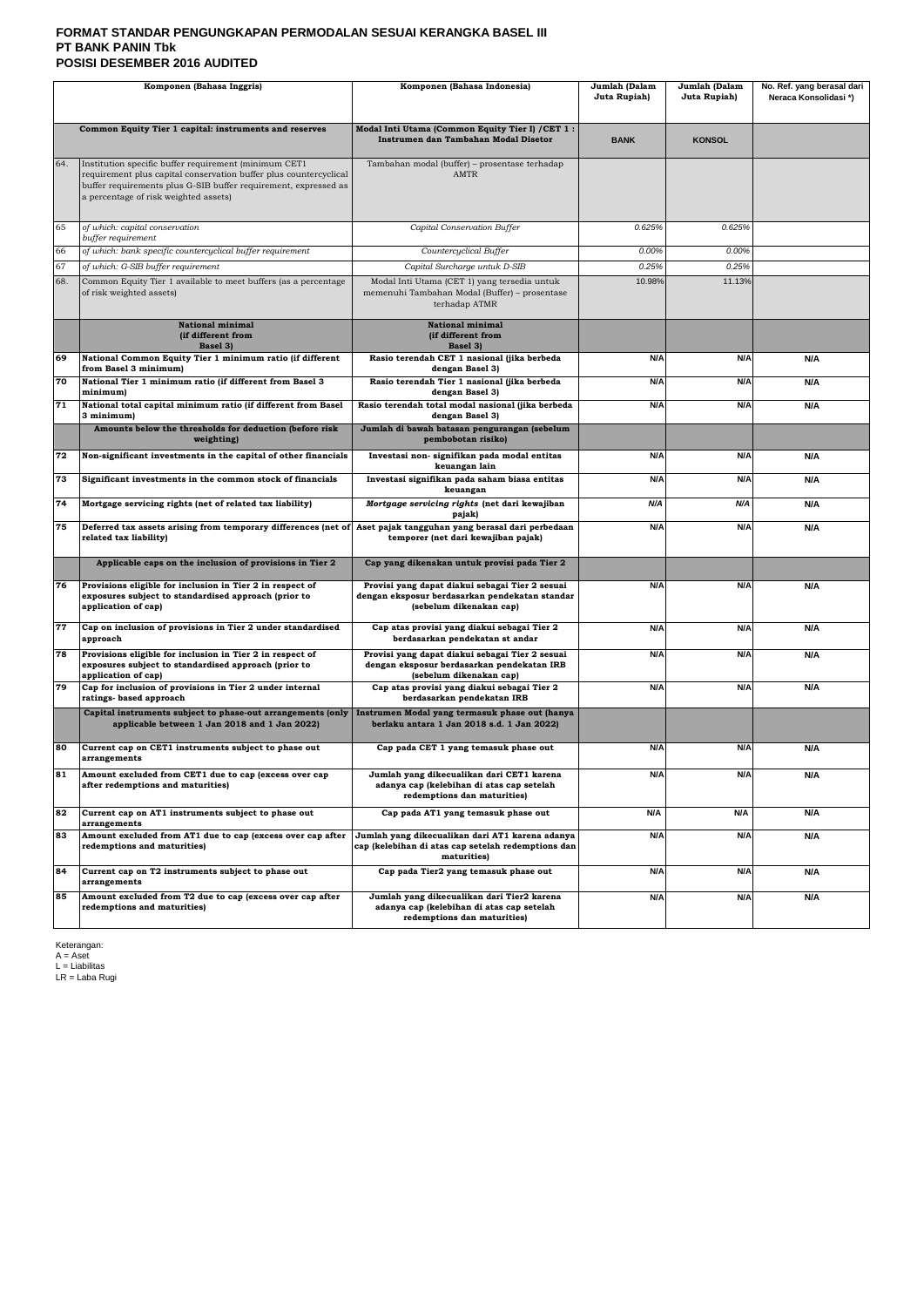# FORMAT STANDAR PENGUNGKAPAN PERMODALAN SESUAI KERANGKA BASEL III
## PT BANK PANIN Tbk
## POSISI DESEMBER 2016 AUDITED

| | Komponen (Bahasa Inggris) | Komponen (Bahasa Indonesia) | Jumlah (Dalam Juta Rupiah) | Jumlah (Dalam Juta Rupiah) | No. Ref. yang berasal dari Neraca Konsolidasi *) |
|---|---|---|---|---|---|
| | **Common Equity Tier 1 capital: instruments and reserves** | **Modal Inti Utama (Common Equity Tier I) /CET 1 : Instrumen dan Tambahan Modal Disetor** | **BANK** | **KONSOL** | |
| 64. | Institution specific buffer requirement (minimum CET1 requirement plus capital conservation buffer plus countercyclical buffer requirements plus G-SIB buffer requirement, expressed as a percentage of risk weighted assets) | Tambahan modal (buffer) – prosentase terhadap AMTR | | | |
| 65 | *of which: capital conservation buffer requirement* | *Capital Conservation Buffer* | 0.625% | 0.625% | |
| 66 | *of which: bank specific countercyclical buffer requirement* | *Countercyclical Buffer* | 0.00% | 0.00% | |
| 67 | *of which: G-SIB buffer requirement* | *Capital Surcharge untuk D-SIB* | 0.25% | 0.25% | |
| 68. | Common Equity Tier 1 available to meet buffers (as a percentage of risk weighted assets) | Modal Inti Utama (CET 1) yang tersedia untuk memenuhi Tambahan Modal (Buffer) – prosentase terhadap ATMR | 10.98% | 11.13% | |
| | **National minimal (if different from Basel 3)** | **National minimal (if different from Basel 3)** | | | |
| **69** | **National Common Equity Tier 1 minimum ratio (if different from Basel 3 minimum)** | **Rasio terendah CET 1 nasional (jika berbeda dengan Basel 3)** | N/A | N/A | N/A |
| **70** | **National Tier 1 minimum ratio (if different from Basel 3 minimum)** | **Rasio terendah Tier 1 nasional (jika berbeda dengan Basel 3)** | N/A | N/A | N/A |
| **71** | **National total capital minimum ratio (if different from Basel 3 minimum)** | **Rasio terendah total modal nasional (jika berbeda dengan Basel 3)** | N/A | N/A | N/A |
| | **Amounts below the thresholds for deduction (before risk weighting)** | **Jumlah di bawah batasan pengurangan (sebelum pembobotan risiko)** | | | |
| **72** | **Non-significant investments in the capital of other financials** | **Investasi non- signifikan pada modal entitas keuangan lain** | N/A | N/A | N/A |
| **73** | **Significant investments in the common stock of financials** | **Investasi signifikan pada saham biasa entitas keuangan** | N/A | N/A | N/A |
| **74** | **Mortgage servicing rights (net of related tax liability)** | ***Mortgage servicing rights* (net dari kewajiban pajak)** | *N/A* | *N/A* | N/A |
| **75** | **Deferred tax assets arising from temporary differences (net of related tax liability)** | **Aset pajak tangguhan yang berasal dari perbedaan temporer (net dari kewajiban pajak)** | N/A | N/A | N/A |
| | **Applicable caps on the inclusion of provisions in Tier 2** | **Cap yang dikenakan untuk provisi pada Tier 2** | | | |
| **76** | **Provisions eligible for inclusion in Tier 2 in respect of exposures subject to standardised approach (prior to application of cap)** | **Provisi yang dapat diakui sebagai Tier 2 sesuai dengan eksposur berdasarkan pendekatan standar (sebelum dikenakan cap)** | N/A | N/A | N/A |
| **77** | **Cap on inclusion of provisions in Tier 2 under standardised approach** | **Cap atas provisi yang diakui sebagai Tier 2 berdasarkan pendekatan st andar** | N/A | N/A | N/A |
| **78** | **Provisions eligible for inclusion in Tier 2 in respect of exposures subject to standardised approach (prior to application of cap)** | **Provisi yang dapat diakui sebagai Tier 2 sesuai dengan eksposur berdasarkan pendekatan IRB (sebelum dikenakan cap)** | N/A | N/A | N/A |
| **79** | **Cap for inclusion of provisions in Tier 2 under internal ratings- based approach** | **Cap atas provisi yang diakui sebagai Tier 2 berdasarkan pendekatan IRB** | N/A | N/A | N/A |
| | **Capital instruments subject to phase-out arrangements (only applicable between 1 Jan 2018 and 1 Jan 2022)** | **Instrumen Modal yang termasuk phase out (hanya berlaku antara 1 Jan 2018 s.d. 1 Jan 2022)** | | | |
| **80** | **Current cap on CET1 instruments subject to phase out arrangements** | **Cap pada CET 1 yang temasuk phase out** | N/A | N/A | N/A |
| **81** | **Amount excluded from CET1 due to cap (excess over cap after redemptions and maturities)** | **Jumlah yang dikecualikan dari CET1 karena adanya cap (kelebihan di atas cap setelah redemptions dan maturities)** | N/A | N/A | N/A |
| **82** | **Current cap on AT1 instruments subject to phase out arrangements** | **Cap pada AT1 yang temasuk phase out** | N/A | N/A | N/A |
| **83** | **Amount excluded from AT1 due to cap (excess over cap after redemptions and maturities)** | **Jumlah yang dikecualikan dari AT1 karena adanya cap (kelebihan di atas cap setelah redemptions dan maturities)** | N/A | N/A | N/A |
| **84** | **Current cap on T2 instruments subject to phase out arrangements** | **Cap pada Tier2 yang temasuk phase out** | N/A | N/A | N/A |
| **85** | **Amount excluded from T2 due to cap (excess over cap after redemptions and maturities)** | **Jumlah yang dikecualikan dari Tier2 karena adanya cap (kelebihan di atas cap setelah redemptions dan maturities)** | N/A | N/A | N/A |

Keterangan:
A = Aset
L = Liabilitas
LR = Laba Rugi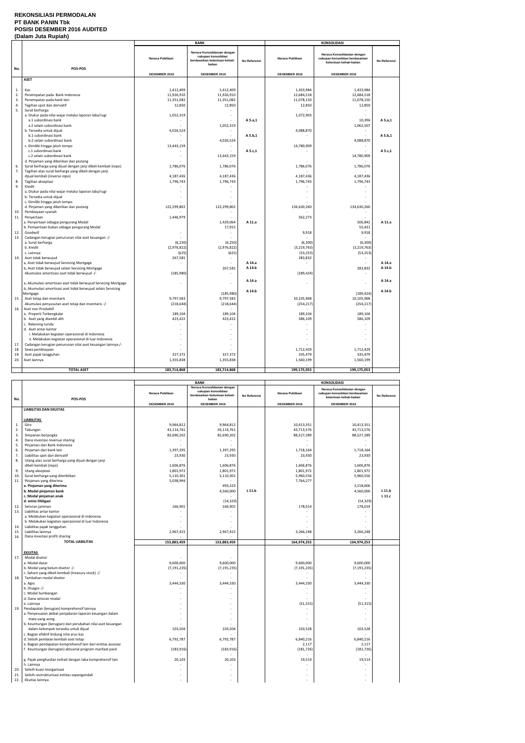**REKONSILIASI PERMODALAN**
**PT BANK PANIN Tbk**
**POSISI DESEMBER 2016 AUDITED**
**(Dalam Juta Rupiah)**

| No. | POS-POS | BANK | | | KONSOLIDASI | | |
|---|---|---|---|---|---|---|---|
| | | Neraca Publikasi | Neraca Konsolidasian dengan cakupan konsolidasi berdasarkan ketentuan kehati-hatian | No Referensi | Neraca Publikasi | Neraca Konsolidasian dengan cakupan konsolidasi berdasarkan ketentuan kehati-hatian | No Referensi |
| | | DESEMBER 2016 | DESEMBER 2016 | | DESEMBER 2016 | DESEMBER 2016 | |
| | **ASET** | | | | | | |
| 1. | Kas | 1,412,409 | 1,412,409 | | 1,433,984 | 1,433,984 | |
| 2. | Penempatan pada Bank Indonesia | 11,926,910 | 11,926,910 | | 12,684,518 | 12,684,518 | |
| 3. | Penempatan pada bank lain | 11,351,082 | 11,351,082 | | 11,078,150 | 11,078,150 | |
| 4. | Tagihan spot dan derivatif | 12,850 | 12,850 | | 12,850 | 12,850 | |
| 5. | Surat berharga | | | | - | - | |
| | a. Diukur pada nilai wajar melalui laporan laba/rugi | 1,052,319 | - | | 1,072,903 | - | |
| | a.1 subordinasi bank | - | - | A 5.a,1 | | 10,396 | A 5.a,1 |
| | a.2 selain subordinasi bank | | 1,052,319 | | | 1,062,507 | |
| | b. Tersedia untuk dijual | 4,026,524 | - | | 4,088,870 | - | |
| | b.1 subordinasi bank | - | - | A 5.b,1 | - | - | A 5.b,1 |
| | b.2 selain subordinasi bank | - | 4,026,524 | | | 4,088,870 | |
| | c. Dimiliki hingga jatuh tempo | 13,443,159 | - | | 14,780,909 | - | |
| | c.1 subordinasi bank | - | - | A 5.c,1 | - | - | A 5.c,1 |
| | c.2 selain subordinasi bank | - | 13,443,159 | | | 14,780,909 | |
| | d. Pinjaman yang diberikan dan piutang | - | - | | - | - | |
| 6. | Surat berharga yang dijual dengan janji dibeli kembali (repo) | 1,786,076 | 1,786,076 | | 1,786,076 | 1,786,076 | |
| 7. | Tagihan atas surat berharga yang dibeli dengan janji dijual kembali (reverse repo) | 4,187,436 | 4,187,436 | | 4,187,436 | 4,187,436 | |
| 8. | Tagihan akseptasi | 1,796,743 | 1,796,743 | | 1,796,743 | 1,796,743 | |
| 9. | Kredit | - | - | | - | - | |
| | a. Diukur pada nilai wajar melalui laporan laba/rugi | - | - | | - | - | |
| | b. Tersedia untuk dijual | - | - | | - | - | |
| | c. Dimiliki hingga jatuh tempo | - | - | | - | - | |
| | d. Pinjaman yang diberikan dan piutang | 122,299,802 | 122,299,802 | | 134,630,260 | 134,630,260 | |
| 10. | Pembiayaan syariah | - | - | | - | - | |
| 11. | Penyertaan | 1,446,979 | - | | 562,273 | - | |
| | a. Penyertaan sebagai pengurang Modal | | 1,429,064 | A 11.a | | 506,842 | A 11.a |
| | b. Penyertaan bukan sebagai pengurang Modal | | 17,915 | | | 55,431 | |
| 12. | Goodwill | - | - | | 9,918 | 9,918 | |
| 13. | Cadangan kerugian penurunan nilai aset keuangan -/- | - | - | | - | - | |
| | a. Surat berharga | (6,250) | (6,250) | | (6,300) | (6,300) | |
| | b. Kredit | (2,976,822) | (2,976,822) | | (3,219,763) | (3,219,763) | |
| | c. Lainnya | (625) | (625) | | (53,253) | (53,253) | |
| 14. | Aset tidak berwujud | 267,581 | - | | 283,832 | - | |
| | a, Aset tidak berwujud Servicing Mortgage | - | - | A 14.a | - | - | A 14.a |
| | b, Aset tidak berwujud selain Servicing Mortgage | | 267,581 | A 14.b | | 283,832 | A 14.b |
| | Akumulasi amortisasi aset tidak berwujud -/- | (185,980) | - | | (189,424) | - | |
| | a, Akumulasi amortisasi aset tidak berwujud Servicing Mortgage | - | - | A 14.a | - | - | A 14.a |
| | b, Akumulasi amortisasi aset tidak berwujud selain Servicing Mortgage | | (185,980) | A 14.b | | (189,424) | A 14.b |
| 15. | Aset tetap dan inventaris | 9,797,583 | 9,797,583 | | 10,105,968 | 10,105,968 | |
| | Akumulasi penyusutan aset tetap dan inventaris -/- | (218,644) | (218,644) | | (254,217) | (254,217) | |
| 16. | Aset non Produktif | - | - | | - | - | |
| | a. Properti Terbengkalai | 189,104 | 189,104 | | 189,104 | 189,104 | |
| | b. Aset yang diambil alih | 423,422 | 423,422 | | 586,109 | 586,109 | |
| | c. Rekening tunda | - | - | | - | - | |
| | d. Aset antar kantor | - | - | | - | - | |
| | i. Melakukan kegiatan operasional di Indonesia | - | - | | - | - | |
| | ii. Melakukan kegiatan operasional di luar Indonesia | - | - | | - | - | |
| 17. | Cadangan kerugian penurunan nilai aset keuangan lainnya-/- | - | - | | - | - | |
| 18. | Sewa pembiayaan | - | - | | 1,712,429 | 1,712,429 | |
| 19. | Aset pajak tangguhan | 327,372 | 327,372 | | 335,479 | 335,479 | |
| 20. | Aset lainnya | 1,355,838 | 1,355,838 | | 1,560,199 | 1,560,199 | |
| | **TOTAL ASET** | **183,714,868** | **183,714,868** | | **199,175,053** | **199,175,053** | |

| No. | POS-POS | BANK | | | KONSOLIDASI | | |
|---|---|---|---|---|---|---|---|
| | | Neraca Publikasi | Neraca Konsolidasian dengan cakupan konsolidasi berdasarkan ketentuan kehati-hatian | No Referensi | Neraca Publikasi | Neraca Konsolidasian dengan cakupan konsolidasi berdasarkan ketentuan kehati-hatian | No Referensi |
| | | DESEMBER 2016 | DESEMBER 2016 | | DESEMBER 2016 | DESEMBER 2016 | |
| | **LIABILITAS DAN EKUITAS** | | | | | | |
| | **LIABILITAS** | | | | | | |
| 1. | Giro | 9,964,812 | 9,964,812 | | 10,413,351 | 10,413,351 | |
| 2. | Tabungan | 43,114,761 | 43,114,761 | | 43,713,576 | 43,713,576 | |
| 3. | Simpanan berjangka | 82,690,202 | 82,690,202 | | 88,527,289 | 88,527,289 | |
| 4. | Dana investasi revenue sharing | - | - | | - | - | |
| 5. | Pinjaman dari Bank Indonesia | - | - | | - | - | |
| 6. | Pinjaman dari bank lain | 1,397,295 | 1,397,295 | | 1,718,164 | 1,718,164 | |
| 7. | Liabilitas spot dan derivatif | 23,930 | 23,930 | | 23,930 | 23,930 | |
| 8. | Utang atas surat berharga yang dijual dengan janji dibeli kembali (repo) | 1,606,876 | 1,606,876 | | 1,606,876 | 1,606,876 | |
| 9. | Utang akseptasi | 1,801,972 | 1,801,972 | | 1,801,972 | 1,801,972 | |
| 10. | Surat berharga yang diterbitkan | 5,110,301 | 5,110,301 | | 5,960,556 | 5,960,556 | |
| 11. | Pinjaman yang diterima | 5,038,994 | - | | 7,764,277 | - | |
| | **a. Pinjaman yang diterima** | | 493,323 | | | 3,218,606 | |
| | **b. Modal pinjaman bank** | | 4,560,000 | L 11.b | | 4,560,000 | L 11.b |
| | **c. Modal pinjaman anak** | | - | | | - | L 11.c |
| | **d. emisi Obligasi** | | (14,329) | | | (14,329) | |
| 12. | Setoran jaminan | 166,901 | 166,901 | | 178,014 | 178,014 | |
| 13. | Liabilitas antar kantor | - | - | | - | - | |
| | a. Melakukan kegiatan operasional di Indonesia | - | - | | - | - | |
| | b. Melakukan kegiatan operasional di luar Indonesia | - | - | | - | - | |
| 14. | Liabilitas pajak tangguhan | - | - | | - | - | |
| 15. | Liabilitas lainnya | 2,967,415 | 2,967,415 | | 3,266,248 | 3,266,248 | |
| 16. | Dana investasi profit sharing | - | - | | - | - | |
| | **TOTAL LIABILITAS** | **153,883,459** | **153,883,459** | | **164,974,253** | **164,974,253** | |
| | **EKUITAS** | | | | | | |
| 17. | Modal disetor | - | - | | | | |
| | a. Modal dasar | 9,600,000 | 9,600,000 | | 9,600,000 | 9,600,000 | |
| | b. Modal yang belum disetor -/- | (7,191,235) | (7,191,235) | | (7,191,235) | (7,191,235) | |
| | c. Saham yang dibeli kembali (treasury stock) -/- | - | - | | - | - | |
| 18. | Tambahan modal disetor | - | - | | - | - | |
| | a. Agio | 3,444,330 | 3,444,330 | | 3,444,330 | 3,444,330 | |
| | b. Disagio -/- | - | - | | - | - | |
| | c. Modal Sumbangan | - | - | | - | - | |
| | d. Dana setoran modal | - | - | | - | - | |
| | e. Lainnya | - | - | | (51,315) | (51,315) | |
| 19. | Pendapatan (kerugian) komprehensif lainnya | - | - | | - | - | |
| | a. Penyesuaian akibat penjabaran laporan keuangan dalam mata uang asing | - | - | | - | - | |
| | b. Keuntungan (kerugian) dari perubahan nilai aset keuangan dalam kelompok tersedia untuk dijual | 103,504 | 103,504 | | 103,528 | 103,528 | |
| | c. Bagian efektif lindung nilai arus kas | - | - | | - | - | |
| | d. Selisih penilaian kembali aset tetap | 6,792,787 | 6,792,787 | | 6,840,216 | 6,840,216 | |
| | e. Bagian pendapatan komprehensif lain dari entitas asosiasi | - | - | | 2,117 | 2,117 | |
| | f. Keuntungan (kerugian) aktuarial program manfaat pasti | (183,916) | (183,916) | | (181,726) | (181,726) | |
| | g. Pajak penghasilan terkait dengan laba komprehensif lain | 20,103 | 20,103 | | 19,514 | 19,514 | |
| | h. Lainnya | - | - | | - | - | |
| 20. | Selisih kuasi reorganisasi | - | - | | - | - | |
| 21. | Selisih restrukturisasi entitas sepengendali | - | - | | - | - | |
| 22. | Ekuitas lainnya | - | - | | - | - | |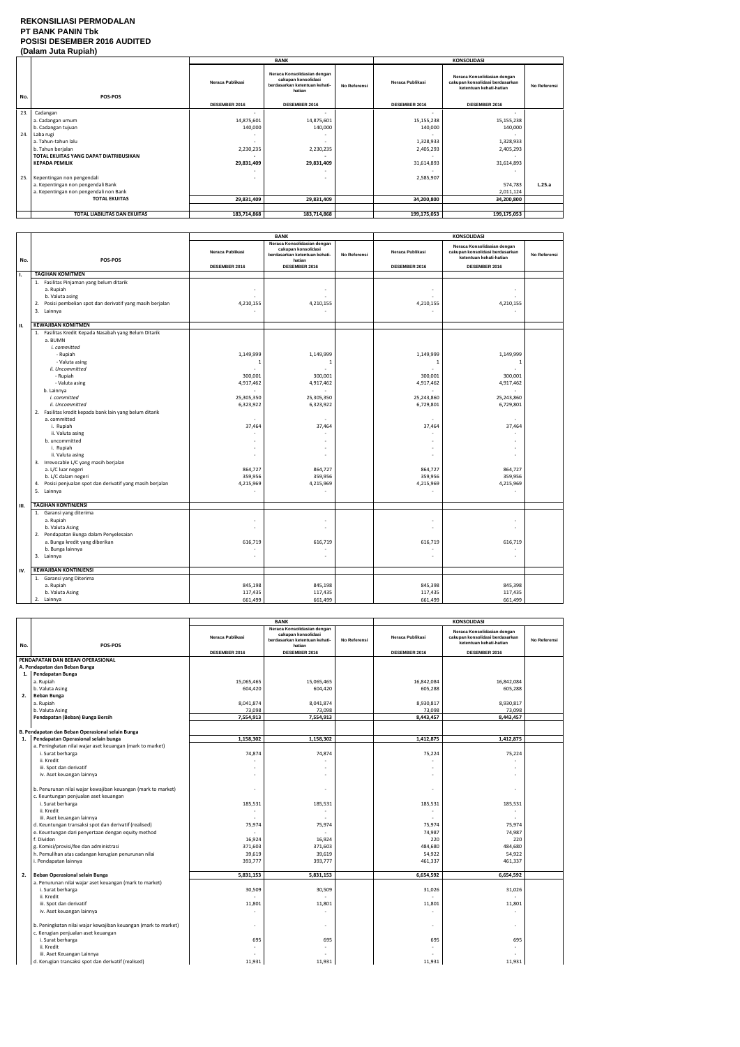**REKONSILIASI PERMODALAN**
**PT BANK PANIN Tbk**
**POSISI DESEMBER 2016 AUDITED**
**(Dalam Juta Rupiah)**

| No. | POS-POS | BANK | | | KONSOLIDASI | | |
|---|---|---|---|---|---|---|---|
| | | Neraca Publikasi | Neraca Konsolidasian dengan cakupan konsolidasi berdasarkan ketentuan kehati-hatian | No Referensi | Neraca Publikasi | Neraca Konsolidasian dengan cakupan konsolidasi berdasarkan ketentuan kehati-hatian | No Referensi |
| | | DESEMBER 2016 | DESEMBER 2016 | | DESEMBER 2016 | DESEMBER 2016 | |
| 23. | Cadangan | - | - | | - | - | |
| | a. Cadangan umum | 14,875,601 | 14,875,601 | | 15,155,238 | 15,155,238 | |
| | b. Cadangan tujuan | 140,000 | 140,000 | | 140,000 | 140,000 | |
| 24. | Laba rugi | - | - | | - | - | |
| | a. Tahun-tahun lalu | - | - | | 1,328,933 | 1,328,933 | |
| | b. Tahun berjalan | 2,230,235 | 2,230,235 | | 2,405,293 | 2,405,293 | |
| | TOTAL EKUITAS YANG DAPAT DIATRIBUSIKAN KEPADA PEMILIK | 29,831,409 | 29,831,409 | | 31,614,893 | 31,614,893 | |
| | | - | - | | - | - | |
| 25. | Kepentingan non pengendali | - | - | | 2,585,907 | | |
| | a. Kepentingan non pengendali Bank | | | | | 574,783 | L.25.a |
| | a. Kepentingan non pengendali non Bank | | | | | 2,011,124 | |
| | **TOTAL EKUITAS** | **29,831,409** | **29,831,409** | | **34,200,800** | **34,200,800** | |
| | **TOTAL LIABILITAS DAN EKUITAS** | **183,714,868** | **183,714,868** | | **199,175,053** | **199,175,053** | |

| No. | POS-POS | BANK | | | KONSOLIDASI | | |
|---|---|---|---|---|---|---|---|
| | | Neraca Publikasi | Neraca Konsolidasian dengan cakupan konsolidasi berdasarkan ketentuan kehati-hatian | No Referensi | Neraca Publikasi | Neraca Konsolidasian dengan cakupan konsolidasi berdasarkan ketentuan kehati-hatian | No Referensi |
| | | DESEMBER 2016 | DESEMBER 2016 | | DESEMBER 2016 | DESEMBER 2016 | |
| **I.** | **TAGIHAN KOMITMEN** | | | | | | |
| | 1. Fasilitas Pinjaman yang belum ditarik | | | | | | |
| | a. Rupiah | - | - | | - | - | |
| | b. Valuta asing | - | - | | - | - | |
| | 2. Posisi pembelian spot dan derivatif yang masih berjalan | 4,210,155 | 4,210,155 | | 4,210,155 | 4,210,155 | |
| | 3. Lainnya | - | - | | - | - | |
| **II.** | **KEWAJIBAN KOMITMEN** | | | | | | |
| | 1. Fasilitas Kredit Kepada Nasabah yang Belum Ditarik | | | | | | |
| | a. BUMN | | | | | | |
| | *i. committed* | | | | | | |
| | - Rupiah | 1,149,999 | 1,149,999 | | 1,149,999 | 1,149,999 | |
| | - Valuta asing | 1 | 1 | | 1 | 1 | |
| | *ii. Uncommitted* | - | - | | - | - | |
| | - Rupiah | 300,001 | 300,001 | | 300,001 | 300,001 | |
| | - Valuta asing | 4,917,462 | 4,917,462 | | 4,917,462 | 4,917,462 | |
| | b. Lainnya | - | - | | - | - | |
| | *i. committed* | 25,305,350 | 25,305,350 | | 25,243,860 | 25,243,860 | |
| | *ii. Uncommitted* | 6,323,922 | 6,323,922 | | 6,729,801 | 6,729,801 | |
| | 2. Fasilitas kredit kepada bank lain yang belum ditarik | | | | | | |
| | a. committed | - | - | | - | - | |
| | i. Rupiah | 37,464 | 37,464 | | 37,464 | 37,464 | |
| | ii. Valuta asing | - | - | | - | - | |
| | b. uncommitted | - | - | | - | - | |
| | i. Rupiah | - | - | | - | - | |
| | ii. Valuta asing | - | - | | - | - | |
| | 3. Irrevocable L/C yang masih berjalan | | | | | | |
| | a. L/C luar negeri | 864,727 | 864,727 | | 864,727 | 864,727 | |
| | b. L/C dalam negeri | 359,956 | 359,956 | | 359,956 | 359,956 | |
| | 4. Posisi penjualan spot dan derivatif yang masih berjalan | 4,215,969 | 4,215,969 | | 4,215,969 | 4,215,969 | |
| | 5. Lainnya | - | - | | - | - | |
| **III.** | **TAGIHAN KONTINJENSI** | | | | | | |
| | 1. Garansi yang diterima | | | | | | |
| | a. Rupiah | - | - | | - | - | |
| | b. Valuta Asing | - | - | | - | - | |
| | 2. Pendapatan Bunga dalam Penyelesaian | | | | | | |
| | a. Bunga kredit yang diberikan | 616,719 | 616,719 | | 616,719 | 616,719 | |
| | b. Bunga lainnya | - | - | | - | - | |
| | 3. Lainnya | - | - | | - | - | |
| **IV.** | **KEWAJIBAN KONTINJENSI** | | | | | | |
| | 1. Garansi yang Diterima | | | | | | |
| | a. Rupiah | 845,198 | 845,198 | | 845,398 | 845,398 | |
| | b. Valuta Asing | 117,435 | 117,435 | | 117,435 | 117,435 | |
| | 2. Lainnya | 661,499 | 661,499 | | 661,499 | 661,499 | |

| No. | POS-POS | BANK | | | KONSOLIDASI | | |
|---|---|---|---|---|---|---|---|
| | | Neraca Publikasi | Neraca Konsolidasian dengan cakupan konsolidasi berdasarkan ketentuan kehati-hatian | No Referensi | Neraca Publikasi | Neraca Konsolidasian dengan cakupan konsolidasi berdasarkan ketentuan kehati-hatian | No Referensi |
| | | DESEMBER 2016 | DESEMBER 2016 | | DESEMBER 2016 | DESEMBER 2016 | |
| | **PENDAPATAN DAN BEBAN OPERASIONAL** | | | | | | |
| | **A. Pendapatan dan Beban Bunga** | | | | | | |
| **1.** | **Pendapatan Bunga** | | | | | | |
| | a. Rupiah | 15,065,465 | 15,065,465 | | 16,842,084 | 16,842,084 | |
| | b. Valuta Asing | 604,420 | 604,420 | | 605,288 | 605,288 | |
| **2.** | **Beban Bunga** | | | | | | |
| | a. Rupiah | 8,041,874 | 8,041,874 | | 8,930,817 | 8,930,817 | |
| | b. Valuta Asing | 73,098 | 73,098 | | 73,098 | 73,098 | |
| | **Pendapatan (Beban) Bunga Bersih** | **7,554,913** | **7,554,913** | | **8,443,457** | **8,443,457** | |
| | **B. Pendapatan dan Beban Operasional selain Bunga** | | | | | | |
| **1.** | **Pendapatan Operasional selain bunga** | **1,158,302** | **1,158,302** | | **1,412,875** | **1,412,875** | |
| | a. Peningkatan nilai wajar aset keuangan (mark to market) | | | | | | |
| | i. Surat berharga | 74,874 | 74,874 | | 75,224 | 75,224 | |
| | ii. Kredit | - | - | | - | - | |
| | iii. Spot dan derivatif | - | - | | - | - | |
| | iv. Aset keuangan lainnya | - | - | | - | - | |
| | b. Penurunan nilai wajar kewajiban keuangan (mark to market) | - | - | | - | - | |
| | c. Keuntungan penjualan aset keuangan | | | | | | |
| | i. Surat berharga | 185,531 | 185,531 | | 185,531 | 185,531 | |
| | ii. Kredit | - | - | | - | - | |
| | iii. Aset keuangan lainnya | - | - | | - | - | |
| | d. Keuntungan transaksi spot dan derivatif (realised) | 75,974 | 75,974 | | 75,974 | 75,974 | |
| | e. Keuntungan dari penyertaan dengan equity method | - | - | | 74,987 | 74,987 | |
| | f. Dividen | 16,924 | 16,924 | | 220 | 220 | |
| | g. Komisi/provisi/fee dan administrasi | 371,603 | 371,603 | | 484,680 | 484,680 | |
| | h. Pemulihan atas cadangan kerugian penurunan nilai | 39,619 | 39,619 | | 54,922 | 54,922 | |
| | i. Pendapatan lainnya | 393,777 | 393,777 | | 461,337 | 461,337 | |
| **2.** | **Beban Operasional selain Bunga** | **5,831,153** | **5,831,153** | | **6,654,592** | **6,654,592** | |
| | a. Penurunan nilai wajar aset keuangan (mark to market) | | | | | | |
| | i. Surat berharga | 30,509 | 30,509 | | 31,026 | 31,026 | |
| | ii. Kredit | - | - | | - | - | |
| | iii. Spot dan derivatif | 11,801 | 11,801 | | 11,801 | 11,801 | |
| | iv. Aset keuangan lainnya | - | - | | - | - | |
| | b. Peningkatan nilai wajar kewajiban keuangan (mark to market) | - | - | | - | - | |
| | c. Kerugian penjualan aset keuangan | | | | | | |
| | i. Surat berharga | 695 | 695 | | 695 | 695 | |
| | ii. Kredit | - | - | | - | - | |
| | iii. Aset Keuangan Lainnya | - | - | | - | - | |
| | d. Kerugian transaksi spot dan derivatif (realised) | 11,931 | 11,931 | | 11,931 | 11,931 | |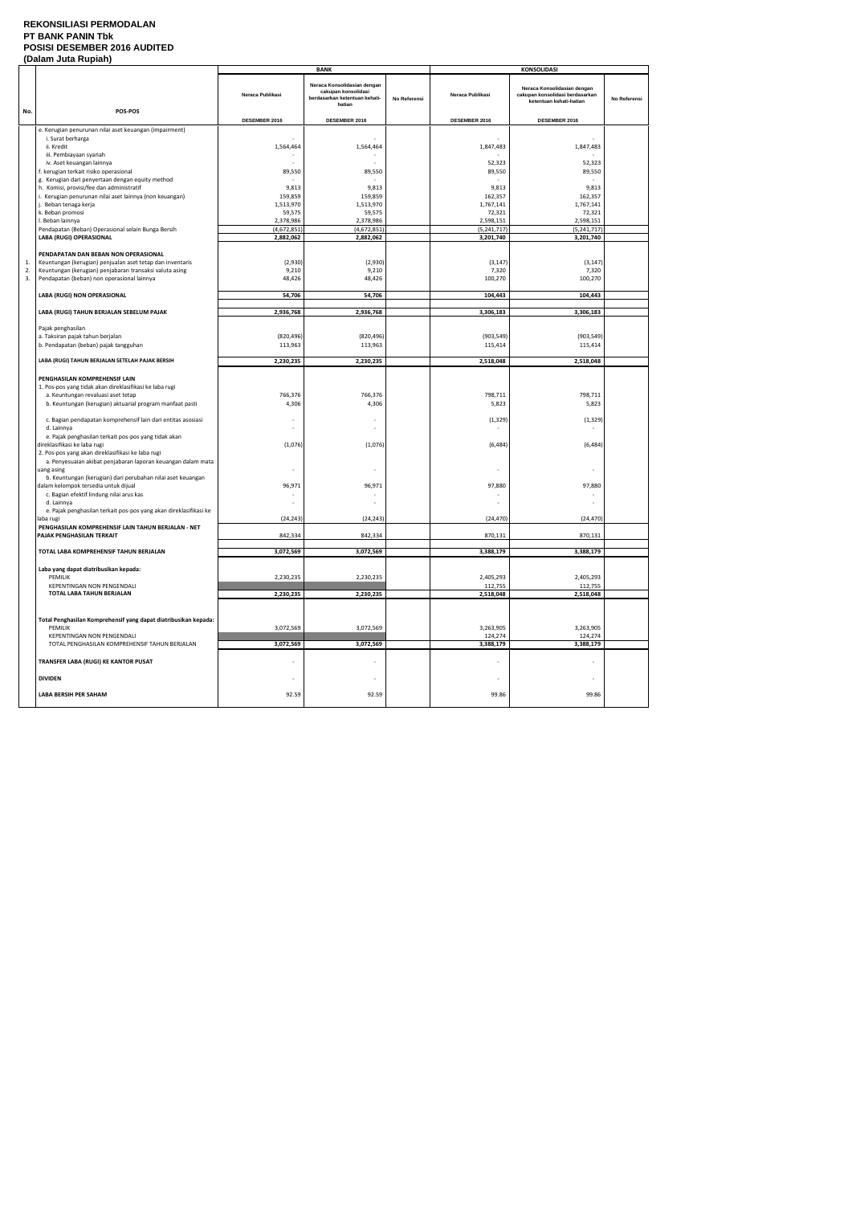# REKONSILIASI PERMODALAN
# PT BANK PANIN Tbk
# POSISI DESEMBER 2016 AUDITED
# (Dalam Juta Rupiah)

| No. | POS-POS | BANK | | | KONSOLIDASI | | |
|---|---|---|---|---|---|---|---|
| | | Neraca Publikasi | Neraca Konsolidasian dengan cakupan konsolidasi berdasarkan ketentuan kehati-hatian | No Referensi | Neraca Publikasi | Neraca Konsolidasian dengan cakupan konsolidasi berdasarkan ketentuan kehati-hatian | No Referensi |
| | | DESEMBER 2016 | DESEMBER 2016 | | DESEMBER 2016 | DESEMBER 2016 | |
| | e. Kerugian penurunan nilai aset keuangan (impairment) | | | | | | |
| | i. Surat berharga | - | - | | - | - | |
| | ii. Kredit | 1,564,464 | 1,564,464 | | 1,847,483 | 1,847,483 | |
| | iii. Pembiayaan syariah | - | - | | - | - | |
| | iv. Aset keuangan lainnya | - | - | | 52,323 | 52,323 | |
| | f. kerugian terkait risiko operasional | 89,550 | 89,550 | | 89,550 | 89,550 | |
| | g. Kerugian dari penyertaan dengan equity method | - | - | | - | - | |
| | h. Komisi, provisi/fee dan administratif | 9,813 | 9,813 | | 9,813 | 9,813 | |
| | i. Kerugian penurunan nilai aset lainnya (non keuangan) | 159,859 | 159,859 | | 162,357 | 162,357 | |
| | j. Beban tenaga kerja | 1,513,970 | 1,513,970 | | 1,767,141 | 1,767,141 | |
| | k. Beban promosi | 59,575 | 59,575 | | 72,321 | 72,321 | |
| | l. Beban lainnya | 2,378,986 | 2,378,986 | | 2,598,151 | 2,598,151 | |
| | Pendapatan (Beban) Operasional selain Bunga Bersih | (4,672,851) | (4,672,851) | | (5,241,717) | (5,241,717) | |
| | **LABA (RUGI) OPERASIONAL** | **2,882,062** | **2,882,062** | | **3,201,740** | **3,201,740** | |
| | **PENDAPATAN DAN BEBAN NON OPERASIONAL** | | | | | | |
| 1. | Keuntungan (kerugian) penjualan aset tetap dan inventaris | (2,930) | (2,930) | | (3,147) | (3,147) | |
| 2. | Keuntungan (kerugian) penjabaran transaksi valuta asing | 9,210 | 9,210 | | 7,320 | 7,320 | |
| 3. | Pendapatan (beban) non operasional lainnya | 48,426 | 48,426 | | 100,270 | 100,270 | |
| | **LABA (RUGI) NON OPERASIONAL** | **54,706** | **54,706** | | **104,443** | **104,443** | |
| | **LABA (RUGI) TAHUN BERJALAN SEBELUM PAJAK** | **2,936,768** | **2,936,768** | | **3,306,183** | **3,306,183** | |
| | Pajak penghasilan | | | | | | |
| | a. Taksiran pajak tahun berjalan | (820,496) | (820,496) | | (903,549) | (903,549) | |
| | b. Pendapatan (beban) pajak tangguhan | 113,963 | 113,963 | | 115,414 | 115,414 | |
| | **LABA (RUGI) TAHUN BERJALAN SETELAH PAJAK BERSIH** | **2,230,235** | **2,230,235** | | **2,518,048** | **2,518,048** | |
| | **PENGHASILAN KOMPREHENSIF LAIN** | | | | | | |
| | 1. Pos-pos yang tidak akan direklasifikasi ke laba rugi | | | | | | |
| | a. Keuntungan revaluasi aset tetap | 766,376 | 766,376 | | 798,711 | 798,711 | |
| | b. Keuntungan (kerugian) aktuarial program manfaat pasti | 4,306 | 4,306 | | 5,823 | 5,823 | |
| | c. Bagian pendapatan komprehensif lain dari entitas asosiasi | - | - | | (1,329) | (1,329) | |
| | d. Lainnya | - | - | | - | - | |
| | e. Pajak penghasilan terkait pos-pos yang tidak akan direklasifikasi ke laba rugi | (1,076) | (1,076) | | (6,484) | (6,484) | |
| | 2. Pos-pos yang akan direklasifikasi ke laba rugi | | | | | | |
| | a. Penyesuaian akibat penjabaran laporan keuangan dalam mata uang asing | - | - | | - | - | |
| | b. Keuntungan (kerugian) dari perubahan nilai aset keuangan dalam kelompok tersedia untuk dijual | 96,971 | 96,971 | | 97,880 | 97,880 | |
| | c. Bagian efektif lindung nilai arus kas | - | - | | - | - | |
| | d. Lainnya | - | - | | - | - | |
| | e. Pajak penghasilan terkait pos-pos yang akan direklasifikasi ke laba rugi | (24,243) | (24,243) | | (24,470) | (24,470) | |
| | **PENGHASILAN KOMPREHENSIF LAIN TAHUN BERJALAN - NET PAJAK PENGHASILAN TERKAIT** | 842,334 | 842,334 | | 870,131 | 870,131 | |
| | **TOTAL LABA KOMPREHENSIF TAHUN BERJALAN** | **3,072,569** | **3,072,569** | | **3,388,179** | **3,388,179** | |
| | **Laba yang dapat diatribusikan kepada:** | | | | | | |
| | PEMILIK | 2,230,235 | 2,230,235 | | 2,405,293 | 2,405,293 | |
| | KEPENTINGAN NON PENGENDALI | | | | 112,755 | 112,755 | |
| | **TOTAL LABA TAHUN BERJALAN** | **2,230,235** | **2,230,235** | | **2,518,048** | **2,518,048** | |
| | **Total Penghasilan Komprehensif yang dapat diatribusikan kepada:** | | | | | | |
| | PEMILIK | 3,072,569 | 3,072,569 | | 3,263,905 | 3,263,905 | |
| | KEPENTINGAN NON PENGENDALI | | | | 124,274 | 124,274 | |
| | TOTAL PENGHASILAN KOMPREHENSIF TAHUN BERJALAN | **3,072,569** | **3,072,569** | | **3,388,179** | **3,388,179** | |
| | **TRANSFER LABA (RUGI) KE KANTOR PUSAT** | - | - | | - | - | |
| | **DIVIDEN** | - | - | | - | - | |
| | **LABA BERSIH PER SAHAM** | 92.59 | 92.59 | | 99.86 | 99.86 | |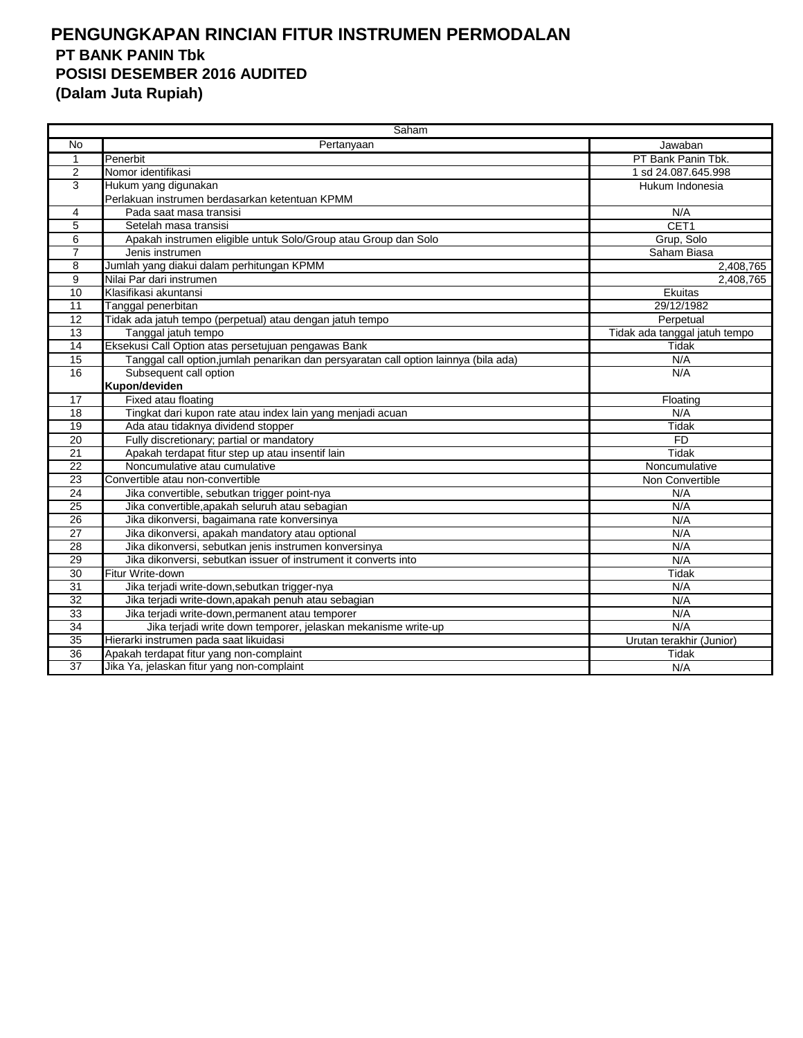# PENGUNGKAPAN RINCIAN FITUR INSTRUMEN PERMODALAN

## PT BANK PANIN Tbk

## POSISI DESEMBER 2016 AUDITED

## (Dalam Juta Rupiah)

| Saham | | |
|---|---|---|
| No | Pertanyaan | Jawaban |
| 1 | Penerbit | PT Bank Panin Tbk. |
| 2 | Nomor identifikasi | 1 sd 24.087.645.998 |
| 3 | Hukum yang digunakan | Hukum Indonesia |
| | Perlakuan instrumen berdasarkan ketentuan KPMM | |
| 4 | Pada saat masa transisi | N/A |
| 5 | Setelah masa transisi | CET1 |
| 6 | Apakah instrumen eligible untuk Solo/Group atau Group dan Solo | Grup, Solo |
| 7 | Jenis instrumen | Saham Biasa |
| 8 | Jumlah yang diakui dalam perhitungan KPMM | 2,408,765 |
| 9 | Nilai Par dari instrumen | 2,408,765 |
| 10 | Klasifikasi akuntansi | Ekuitas |
| 11 | Tanggal penerbitan | 29/12/1982 |
| 12 | Tidak ada jatuh tempo (perpetual) atau dengan jatuh tempo | Perpetual |
| 13 | Tanggal jatuh tempo | Tidak ada tanggal jatuh tempo |
| 14 | Eksekusi Call Option atas persetujuan pengawas Bank | Tidak |
| 15 | Tanggal call option,jumlah penarikan dan persyaratan call option lainnya (bila ada) | N/A |
| 16 | Subsequent call option | N/A |
| | **Kupon/deviden** | |
| 17 | Fixed atau floating | Floating |
| 18 | Tingkat dari kupon rate atau index lain yang menjadi acuan | N/A |
| 19 | Ada atau tidaknya dividend stopper | Tidak |
| 20 | Fully discretionary; partial or mandatory | FD |
| 21 | Apakah terdapat fitur step up atau insentif lain | Tidak |
| 22 | Noncumulative atau cumulative | Noncumulative |
| 23 | Convertible atau non-convertible | Non Convertible |
| 24 | Jika convertible, sebutkan trigger point-nya | N/A |
| 25 | Jika convertible,apakah seluruh atau sebagian | N/A |
| 26 | Jika dikonversi, bagaimana rate konversinya | N/A |
| 27 | Jika dikonversi, apakah mandatory atau optional | N/A |
| 28 | Jika dikonversi, sebutkan jenis instrumen konversinya | N/A |
| 29 | Jika dikonversi, sebutkan issuer of instrument it converts into | N/A |
| 30 | Fitur Write-down | Tidak |
| 31 | Jika terjadi write-down,sebutkan trigger-nya | N/A |
| 32 | Jika terjadi write-down,apakah penuh atau sebagian | N/A |
| 33 | Jika terjadi write-down,permanent atau temporer | N/A |
| 34 | Jika terjadi write down temporer, jelaskan mekanisme write-up | N/A |
| 35 | Hierarki instrumen pada saat likuidasi | Urutan terakhir (Junior) |
| 36 | Apakah terdapat fitur yang non-complaint | Tidak |
| 37 | Jika Ya, jelaskan fitur yang non-complaint | N/A |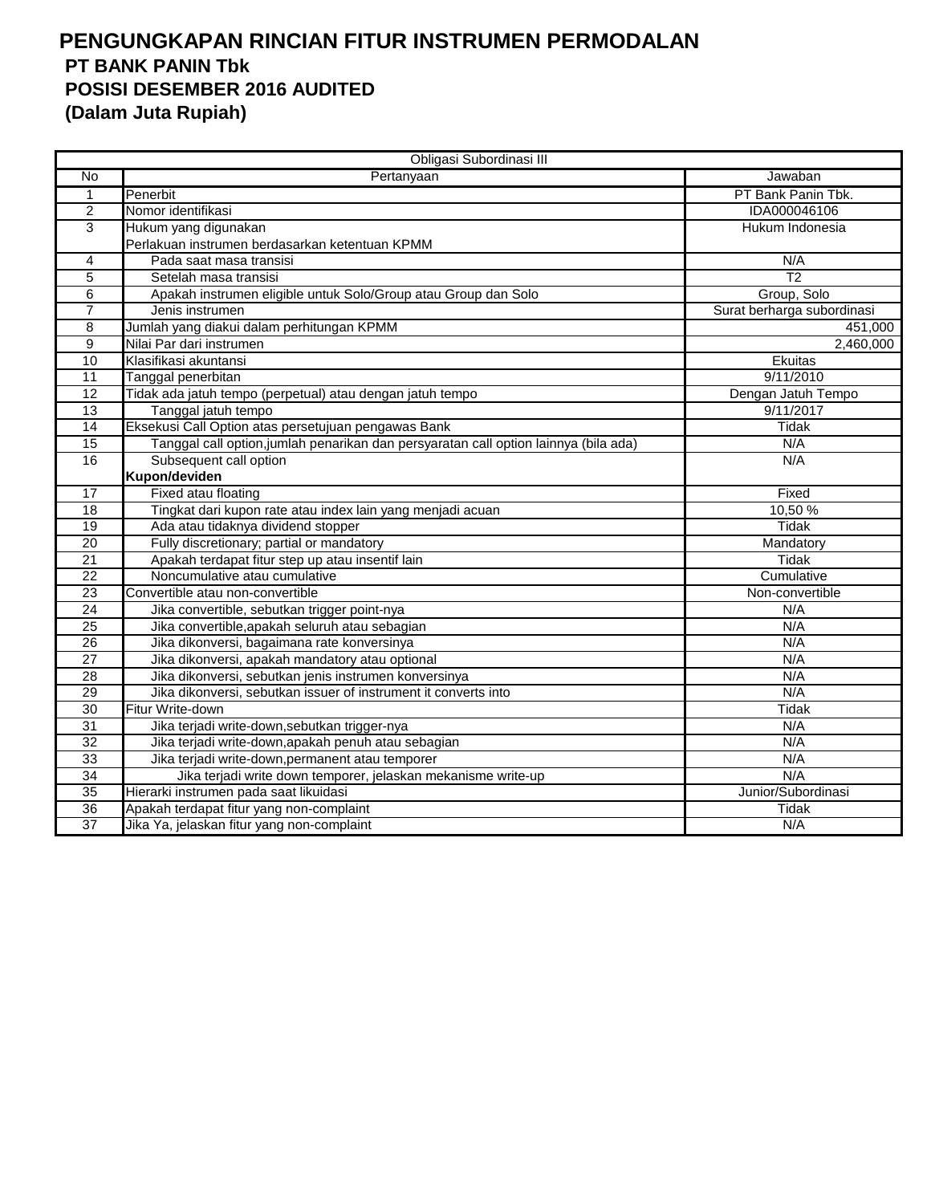# PENGUNGKAPAN RINCIAN FITUR INSTRUMEN PERMODALAN
## PT BANK PANIN Tbk
## POSISI DESEMBER 2016 AUDITED
## (Dalam Juta Rupiah)

| Obligasi Subordinasi III | | |
|---|---|---|
| No | Pertanyaan | Jawaban |
| 1 | Penerbit | PT Bank Panin Tbk. |
| 2 | Nomor identifikasi | IDA000046106 |
| 3 | Hukum yang digunakan | Hukum Indonesia |
| | Perlakuan instrumen berdasarkan ketentuan KPMM | |
| 4 | Pada saat masa transisi | N/A |
| 5 | Setelah masa transisi | T2 |
| 6 | Apakah instrumen eligible untuk Solo/Group atau Group dan Solo | Group, Solo |
| 7 | Jenis instrumen | Surat berharga subordinasi |
| 8 | Jumlah yang diakui dalam perhitungan KPMM | 451,000 |
| 9 | Nilai Par dari instrumen | 2,460,000 |
| 10 | Klasifikasi akuntansi | Ekuitas |
| 11 | Tanggal penerbitan | 9/11/2010 |
| 12 | Tidak ada jatuh tempo (perpetual) atau dengan jatuh tempo | Dengan Jatuh Tempo |
| 13 | Tanggal jatuh tempo | 9/11/2017 |
| 14 | Eksekusi Call Option atas persetujuan pengawas Bank | Tidak |
| 15 | Tanggal call option,jumlah penarikan dan persyaratan call option lainnya (bila ada) | N/A |
| 16 | Subsequent call option | N/A |
| | **Kupon/deviden** | |
| 17 | Fixed atau floating | Fixed |
| 18 | Tingkat dari kupon rate atau index lain yang menjadi acuan | 10,50 % |
| 19 | Ada atau tidaknya dividend stopper | Tidak |
| 20 | Fully discretionary; partial or mandatory | Mandatory |
| 21 | Apakah terdapat fitur step up atau insentif lain | Tidak |
| 22 | Noncumulative atau cumulative | Cumulative |
| 23 | Convertible atau non-convertible | Non-convertible |
| 24 | Jika convertible, sebutkan trigger point-nya | N/A |
| 25 | Jika convertible,apakah seluruh atau sebagian | N/A |
| 26 | Jika dikonversi, bagaimana rate konversinya | N/A |
| 27 | Jika dikonversi, apakah mandatory atau optional | N/A |
| 28 | Jika dikonversi, sebutkan jenis instrumen konversinya | N/A |
| 29 | Jika dikonversi, sebutkan issuer of instrument it converts into | N/A |
| 30 | Fitur Write-down | Tidak |
| 31 | Jika terjadi write-down,sebutkan trigger-nya | N/A |
| 32 | Jika terjadi write-down,apakah penuh atau sebagian | N/A |
| 33 | Jika terjadi write-down,permanent atau temporer | N/A |
| 34 | Jika terjadi write down temporer, jelaskan mekanisme write-up | N/A |
| 35 | Hierarki instrumen pada saat likuidasi | Junior/Subordinasi |
| 36 | Apakah terdapat fitur yang non-complaint | Tidak |
| 37 | Jika Ya, jelaskan fitur yang non-complaint | N/A |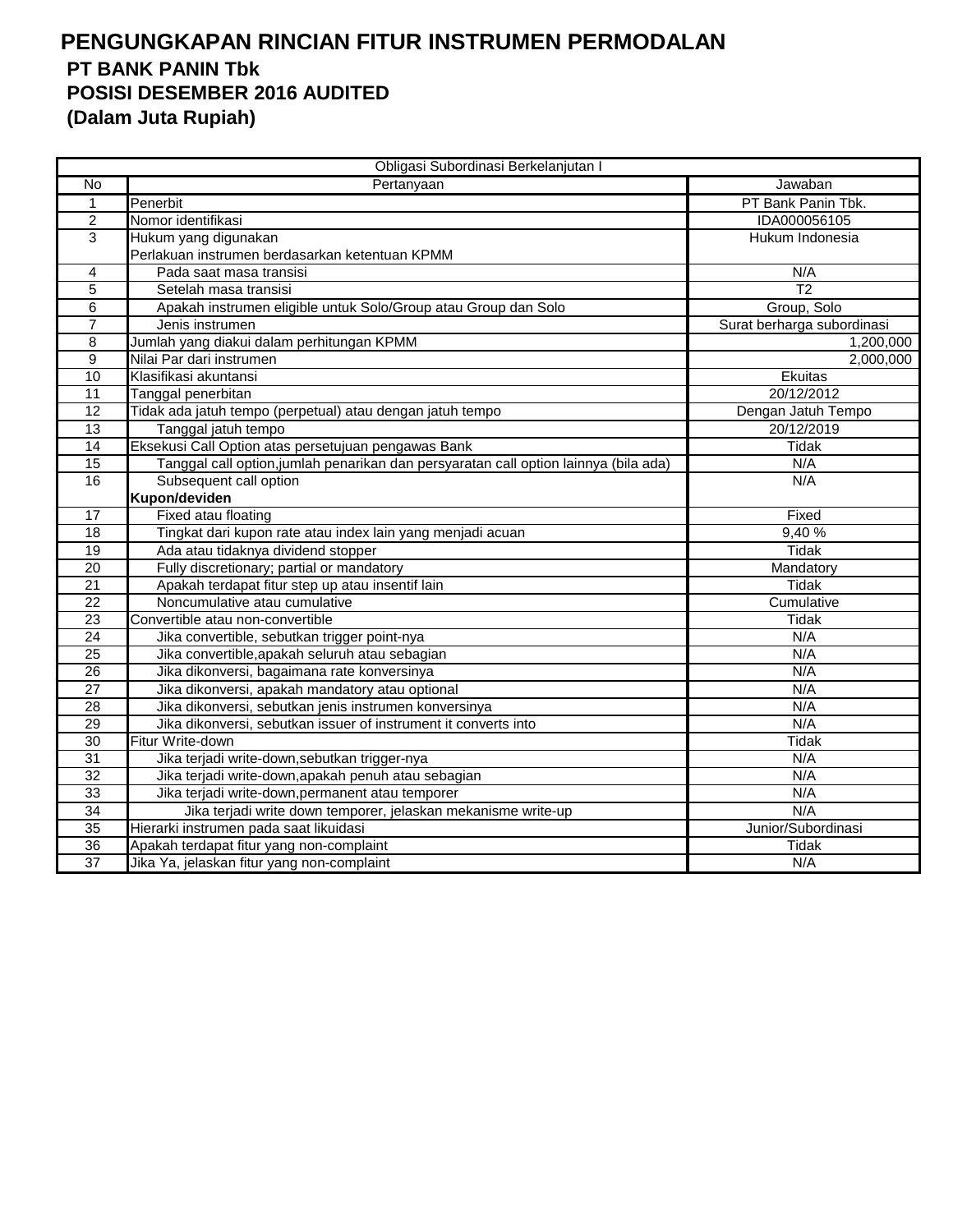# PENGUNGKAPAN RINCIAN FITUR INSTRUMEN PERMODALAN

## PT BANK PANIN Tbk

## POSISI DESEMBER 2016 AUDITED

## (Dalam Juta Rupiah)

| Obligasi Subordinasi Berkelanjutan I | | |
|---|---|---|
| No | Pertanyaan | Jawaban |
| 1 | Penerbit | PT Bank Panin Tbk. |
| 2 | Nomor identifikasi | IDA000056105 |
| 3 | Hukum yang digunakan | Hukum Indonesia |
| | Perlakuan instrumen berdasarkan ketentuan KPMM | |
| 4 | Pada saat masa transisi | N/A |
| 5 | Setelah masa transisi | T2 |
| 6 | Apakah instrumen eligible untuk Solo/Group atau Group dan Solo | Group, Solo |
| 7 | Jenis instrumen | Surat berharga subordinasi |
| 8 | Jumlah yang diakui dalam perhitungan KPMM | 1,200,000 |
| 9 | Nilai Par dari instrumen | 2,000,000 |
| 10 | Klasifikasi akuntansi | Ekuitas |
| 11 | Tanggal penerbitan | 20/12/2012 |
| 12 | Tidak ada jatuh tempo (perpetual) atau dengan jatuh tempo | Dengan Jatuh Tempo |
| 13 | Tanggal jatuh tempo | 20/12/2019 |
| 14 | Eksekusi Call Option atas persetujuan pengawas Bank | Tidak |
| 15 | Tanggal call option,jumlah penarikan dan persyaratan call option lainnya (bila ada) | N/A |
| 16 | Subsequent call option | N/A |
| | **Kupon/deviden** | |
| 17 | Fixed atau floating | Fixed |
| 18 | Tingkat dari kupon rate atau index lain yang menjadi acuan | 9,40 % |
| 19 | Ada atau tidaknya dividend stopper | Tidak |
| 20 | Fully discretionary; partial or mandatory | Mandatory |
| 21 | Apakah terdapat fitur step up atau insentif lain | Tidak |
| 22 | Noncumulative atau cumulative | Cumulative |
| 23 | Convertible atau non-convertible | Tidak |
| 24 | Jika convertible, sebutkan trigger point-nya | N/A |
| 25 | Jika convertible,apakah seluruh atau sebagian | N/A |
| 26 | Jika dikonversi, bagaimana rate konversinya | N/A |
| 27 | Jika dikonversi, apakah mandatory atau optional | N/A |
| 28 | Jika dikonversi, sebutkan jenis instrumen konversinya | N/A |
| 29 | Jika dikonversi, sebutkan issuer of instrument it converts into | N/A |
| 30 | Fitur Write-down | Tidak |
| 31 | Jika terjadi write-down,sebutkan trigger-nya | N/A |
| 32 | Jika terjadi write-down,apakah penuh atau sebagian | N/A |
| 33 | Jika terjadi write-down,permanent atau temporer | N/A |
| 34 | Jika terjadi write down temporer, jelaskan mekanisme write-up | N/A |
| 35 | Hierarki instrumen pada saat likuidasi | Junior/Subordinasi |
| 36 | Apakah terdapat fitur yang non-complaint | Tidak |
| 37 | Jika Ya, jelaskan fitur yang non-complaint | N/A |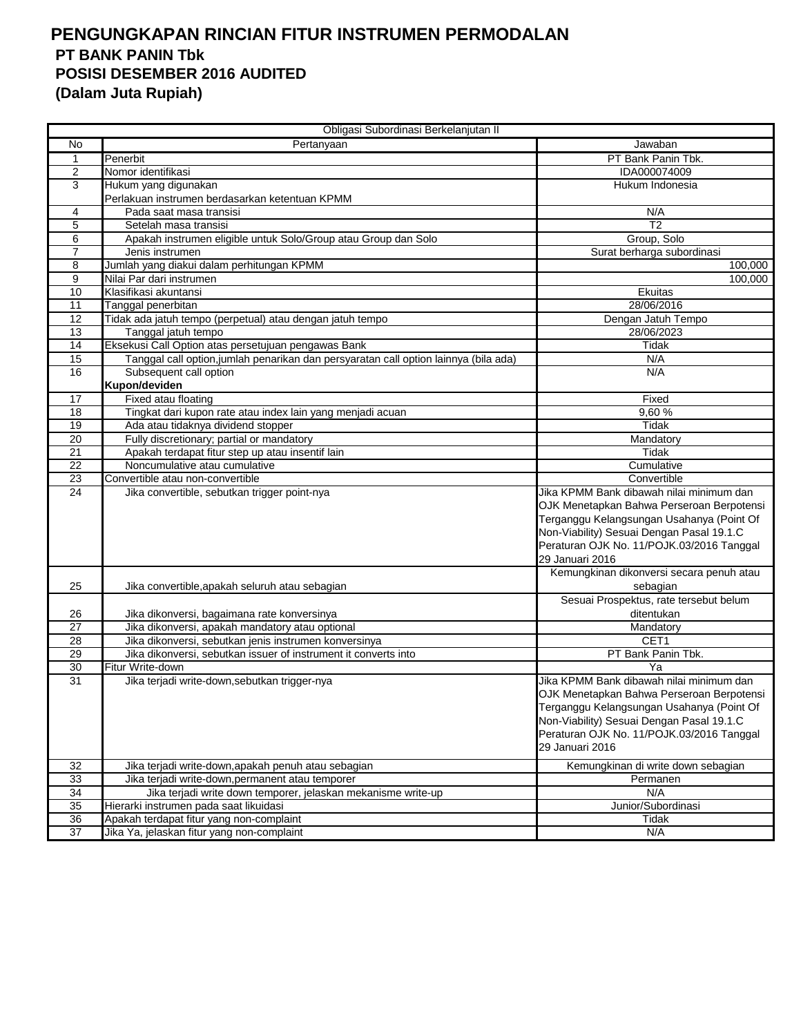# PENGUNGKAPAN RINCIAN FITUR INSTRUMEN PERMODALAN

## PT BANK PANIN Tbk

## POSISI DESEMBER 2016 AUDITED

## (Dalam Juta Rupiah)

| Obligasi Subordinasi Berkelanjutan II | | |
|---|---|---|
| No | Pertanyaan | Jawaban |
| 1 | Penerbit | PT Bank Panin Tbk. |
| 2 | Nomor identifikasi | IDA000074009 |
| 3 | Hukum yang digunakan | Hukum Indonesia |
| | Perlakuan instrumen berdasarkan ketentuan KPMM | |
| 4 | Pada saat masa transisi | N/A |
| 5 | Setelah masa transisi | T2 |
| 6 | Apakah instrumen eligible untuk Solo/Group atau Group dan Solo | Group, Solo |
| 7 | Jenis instrumen | Surat berharga subordinasi |
| 8 | Jumlah yang diakui dalam perhitungan KPMM | 100,000 |
| 9 | Nilai Par dari instrumen | 100,000 |
| 10 | Klasifikasi akuntansi | Ekuitas |
| 11 | Tanggal penerbitan | 28/06/2016 |
| 12 | Tidak ada jatuh tempo (perpetual) atau dengan jatuh tempo | Dengan Jatuh Tempo |
| 13 | Tanggal jatuh tempo | 28/06/2023 |
| 14 | Eksekusi Call Option atas persetujuan pengawas Bank | Tidak |
| 15 | Tanggal call option,jumlah penarikan dan persyaratan call option lainnya (bila ada) | N/A |
| 16 | Subsequent call option | N/A |
| | **Kupon/deviden** | |
| 17 | Fixed atau floating | Fixed |
| 18 | Tingkat dari kupon rate atau index lain yang menjadi acuan | 9,60 % |
| 19 | Ada atau tidaknya dividend stopper | Tidak |
| 20 | Fully discretionary; partial or mandatory | Mandatory |
| 21 | Apakah terdapat fitur step up atau insentif lain | Tidak |
| 22 | Noncumulative atau cumulative | Cumulative |
| 23 | Convertible atau non-convertible | Convertible |
| 24 | Jika convertible, sebutkan trigger point-nya | Jika KPMM Bank dibawah nilai minimum dan OJK Menetapkan Bahwa Perseroan Berpotensi Terganggu Kelangsungan Usahanya (Point Of Non-Viability) Sesuai Dengan Pasal 19.1.C Peraturan OJK No. 11/POJK.03/2016 Tanggal 29 Januari 2016 |
| 25 | Jika convertible,apakah seluruh atau sebagian | Kemungkinan dikonversi secara penuh atau sebagian |
| 26 | Jika dikonversi, bagaimana rate konversinya | Sesuai Prospektus, rate tersebut belum ditentukan |
| 27 | Jika dikonversi, apakah mandatory atau optional | Mandatory |
| 28 | Jika dikonversi, sebutkan jenis instrumen konversinya | CET1 |
| 29 | Jika dikonversi, sebutkan issuer of instrument it converts into | PT Bank Panin Tbk. |
| 30 | Fitur Write-down | Ya |
| 31 | Jika terjadi write-down,sebutkan trigger-nya | Jika KPMM Bank dibawah nilai minimum dan OJK Menetapkan Bahwa Perseroan Berpotensi Terganggu Kelangsungan Usahanya (Point Of Non-Viability) Sesuai Dengan Pasal 19.1.C Peraturan OJK No. 11/POJK.03/2016 Tanggal 29 Januari 2016 |
| 32 | Jika terjadi write-down,apakah penuh atau sebagian | Kemungkinan di write down sebagian |
| 33 | Jika terjadi write-down,permanent atau temporer | Permanen |
| 34 | Jika terjadi write down temporer, jelaskan mekanisme write-up | N/A |
| 35 | Hierarki instrumen pada saat likuidasi | Junior/Subordinasi |
| 36 | Apakah terdapat fitur yang non-complaint | Tidak |
| 37 | Jika Ya, jelaskan fitur yang non-complaint | N/A |